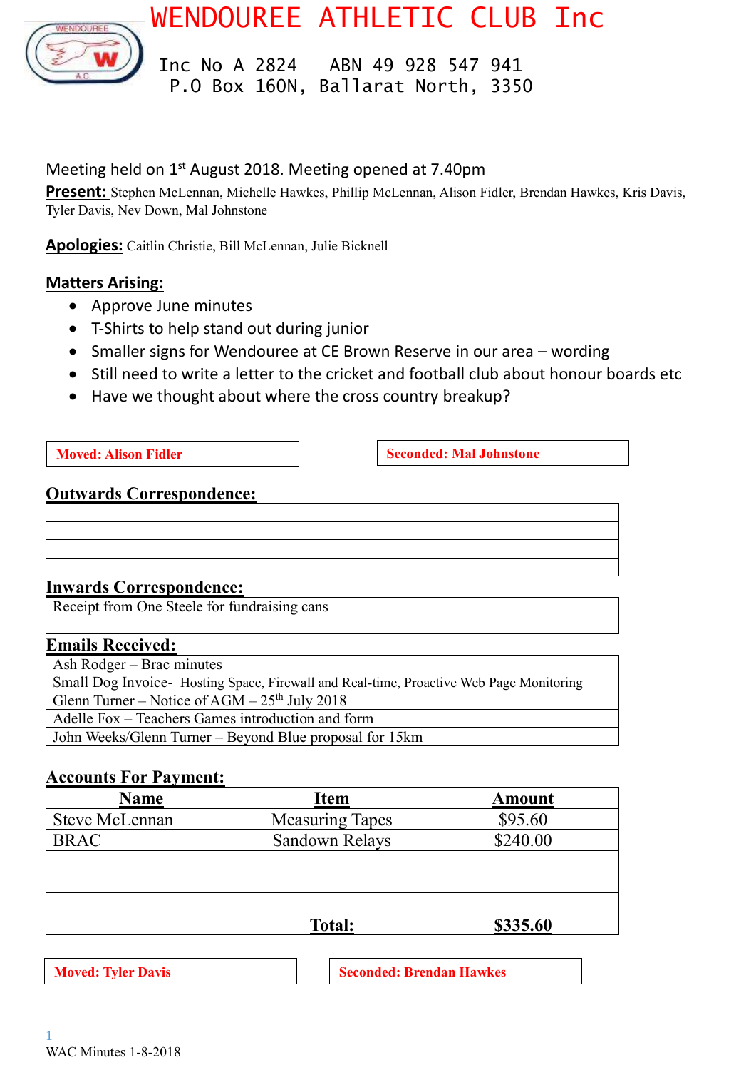# WENDOUREE ATHLETIC CLUB Inc

Inc No A 2824 ABN 49 928 547 941
P.O Box 160N, Ballarat North, 3350

Meeting held on 1st August 2018. Meeting opened at 7.40pm

**Present:** Stephen McLennan, Michelle Hawkes, Phillip McLennan, Alison Fidler, Brendan Hawkes, Kris Davis, Tyler Davis, Nev Down, Mal Johnstone

**Apologies:** Caitlin Christie, Bill McLennan, Julie Bicknell

## Matters Arising:

- Approve June minutes
- T-Shirts to help stand out during junior
- Smaller signs for Wendouree at CE Brown Reserve in our area – wording
- Still need to write a letter to the cricket and football club about honour boards etc
- Have we thought about where the cross country breakup?

**Moved: Alison Fidler** **Seconded: Mal Johnstone**

## Outwards Correspondence:

## Inwards Correspondence:

| Receipt from One Steele for fundraising cans |
|---|
| |

## Emails Received:

| Ash Rodger – Brac minutes |
|---|
| Small Dog Invoice- Hosting Space, Firewall and Real-time, Proactive Web Page Monitoring |
| Glenn Turner – Notice of AGM – 25th July 2018 |
| Adelle Fox – Teachers Games introduction and form |
| John Weeks/Glenn Turner – Beyond Blue proposal for 15km |

## Accounts For Payment:

| Name | Item | Amount |
|---|---|---|
| Steve McLennan | Measuring Tapes | $95.60 |
| BRAC | Sandown Relays | $240.00 |
| | | |
| | | |
| | | |
| | **Total:** | **$335.60** |

**Moved: Tyler Davis** **Seconded: Brendan Hawkes**

WAC Minutes 1-8-2018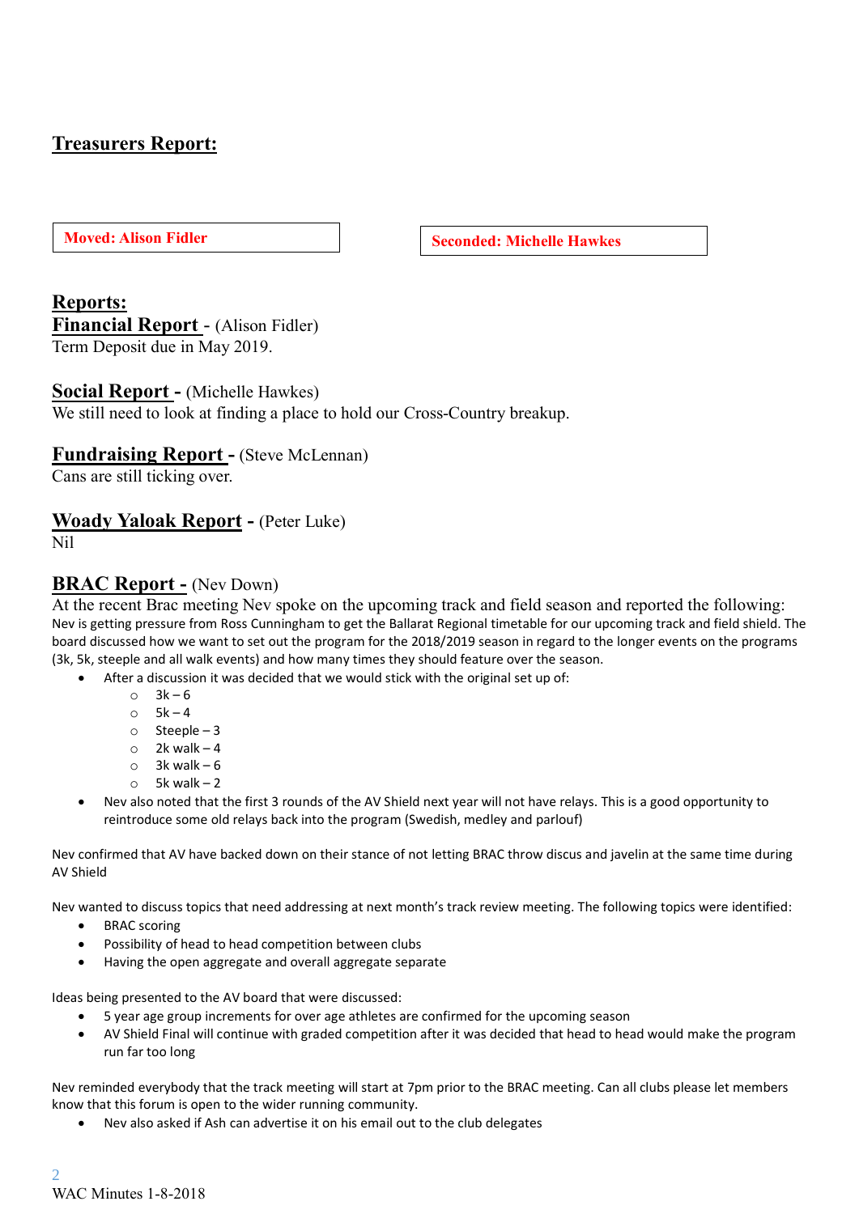## Treasurers Report:

| **Moved: Alison Fidler** | **Seconded: Michelle Hawkes** |
|---|---|

## Reports:

**Financial Report** - (Alison Fidler)
Term Deposit due in May 2019.

**Social Report -** (Michelle Hawkes)
We still need to look at finding a place to hold our Cross-Country breakup.

**Fundraising Report -** (Steve McLennan)
Cans are still ticking over.

**Woady Yaloak Report -** (Peter Luke)
Nil

**BRAC Report -** (Nev Down)
At the recent Brac meeting Nev spoke on the upcoming track and field season and reported the following:
Nev is getting pressure from Ross Cunningham to get the Ballarat Regional timetable for our upcoming track and field shield. The board discussed how we want to set out the program for the 2018/2019 season in regard to the longer events on the programs (3k, 5k, steeple and all walk events) and how many times they should feature over the season.

- After a discussion it was decided that we would stick with the original set up of:
    - 3k – 6
    - 5k – 4
    - Steeple – 3
    - 2k walk – 4
    - 3k walk – 6
    - 5k walk – 2
- Nev also noted that the first 3 rounds of the AV Shield next year will not have relays. This is a good opportunity to reintroduce some old relays back into the program (Swedish, medley and parlouf)

Nev confirmed that AV have backed down on their stance of not letting BRAC throw discus and javelin at the same time during AV Shield

Nev wanted to discuss topics that need addressing at next month's track review meeting. The following topics were identified:

- BRAC scoring
- Possibility of head to head competition between clubs
- Having the open aggregate and overall aggregate separate

Ideas being presented to the AV board that were discussed:

- 5 year age group increments for over age athletes are confirmed for the upcoming season
- AV Shield Final will continue with graded competition after it was decided that head to head would make the program run far too long

Nev reminded everybody that the track meeting will start at 7pm prior to the BRAC meeting. Can all clubs please let members know that this forum is open to the wider running community.

- Nev also asked if Ash can advertise it on his email out to the club delegates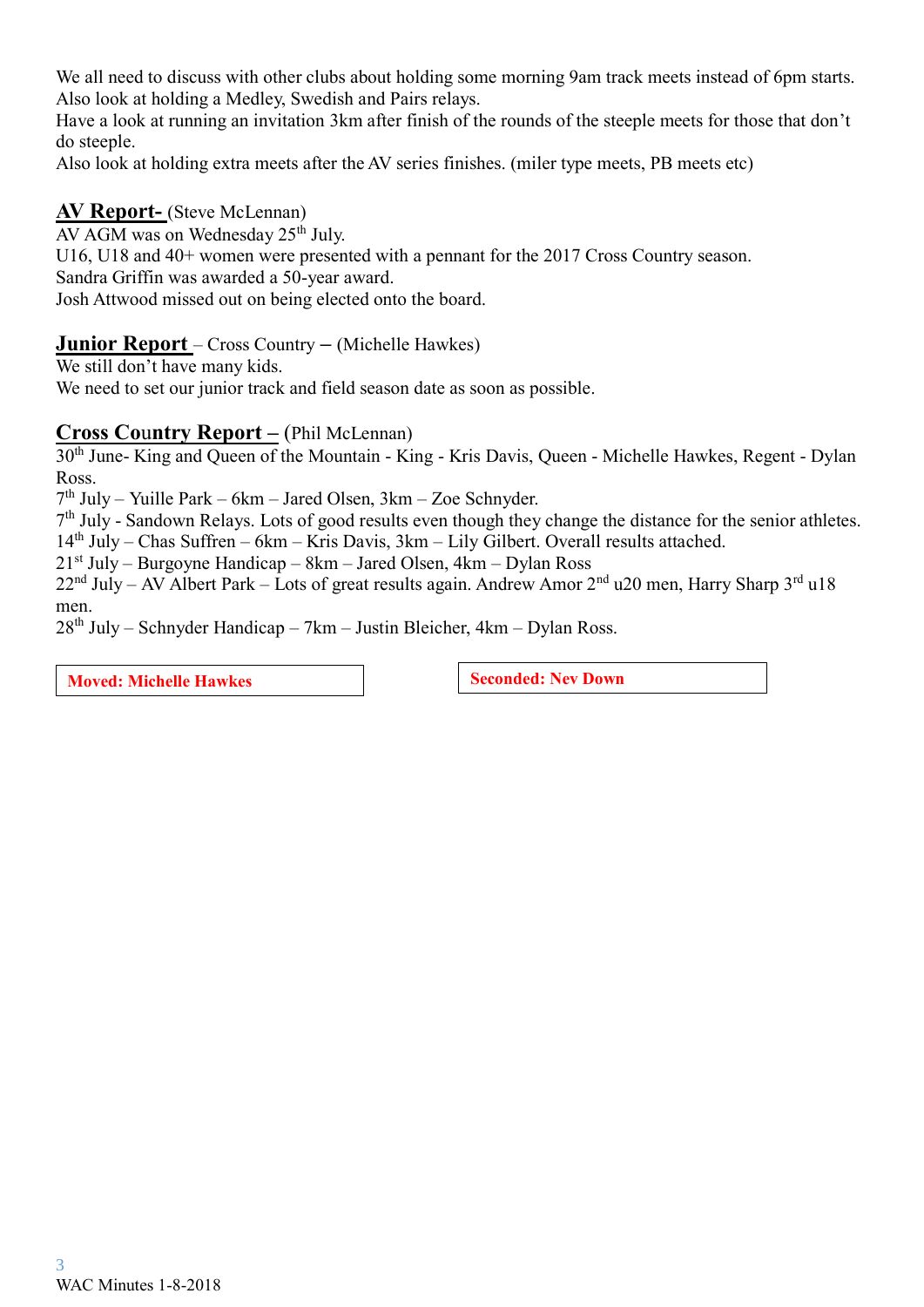We all need to discuss with other clubs about holding some morning 9am track meets instead of 6pm starts.
Also look at holding a Medley, Swedish and Pairs relays.
Have a look at running an invitation 3km after finish of the rounds of the steeple meets for those that don't do steeple.
Also look at holding extra meets after the AV series finishes. (miler type meets, PB meets etc)

**AV Report-** (Steve McLennan)
AV AGM was on Wednesday 25th July.
U16, U18 and 40+ women were presented with a pennant for the 2017 Cross Country season.
Sandra Griffin was awarded a 50-year award.
Josh Attwood missed out on being elected onto the board.

**Junior Report** – Cross Country – (Michelle Hawkes)
We still don't have many kids.
We need to set our junior track and field season date as soon as possible.

**Cross Country Report –** (Phil McLennan)
30th June- King and Queen of the Mountain - King - Kris Davis, Queen - Michelle Hawkes, Regent - Dylan Ross.
7th July – Yuille Park – 6km – Jared Olsen, 3km – Zoe Schnyder.
7th July - Sandown Relays. Lots of good results even though they change the distance for the senior athletes.
14th July – Chas Suffren – 6km – Kris Davis, 3km – Lily Gilbert. Overall results attached.
21st July – Burgoyne Handicap – 8km – Jared Olsen, 4km – Dylan Ross
22nd July – AV Albert Park – Lots of great results again. Andrew Amor 2nd u20 men, Harry Sharp 3rd u18 men.
28th July – Schnyder Handicap – 7km – Justin Bleicher, 4km – Dylan Ross.

**Moved: Michelle Hawkes**

**Seconded: Nev Down**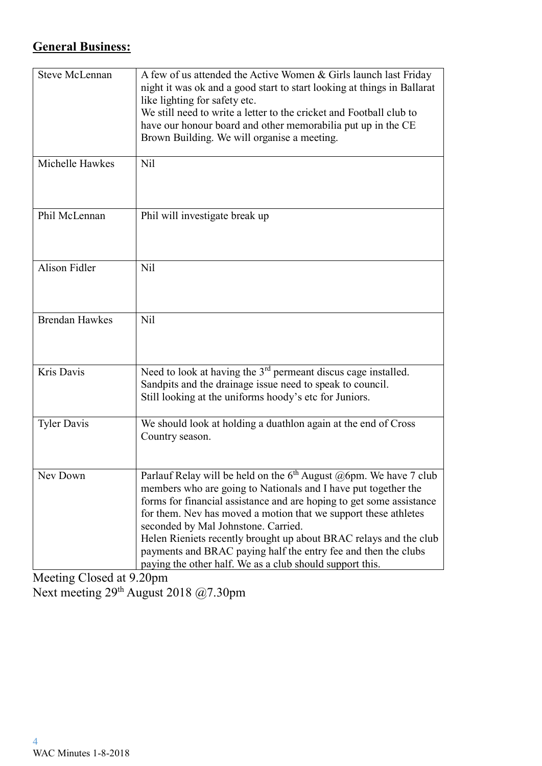## General Business:

| | |
|---|---|
| Steve McLennan | A few of us attended the Active Women & Girls launch last Friday night it was ok and a good start to start looking at things in Ballarat like lighting for safety etc.<br>We still need to write a letter to the cricket and Football club to have our honour board and other memorabilia put up in the CE Brown Building. We will organise a meeting. |
| Michelle Hawkes | Nil |
| Phil McLennan | Phil will investigate break up |
| Alison Fidler | Nil |
| Brendan Hawkes | Nil |
| Kris Davis | Need to look at having the 3rd permeant discus cage installed.<br>Sandpits and the drainage issue need to speak to council.<br>Still looking at the uniforms hoody's etc for Juniors. |
| Tyler Davis | We should look at holding a duathlon again at the end of Cross Country season. |
| Nev Down | Parlauf Relay will be held on the 6th August @6pm. We have 7 club members who are going to Nationals and I have put together the forms for financial assistance and are hoping to get some assistance for them. Nev has moved a motion that we support these athletes seconded by Mal Johnstone. Carried.<br>Helen Rieniets recently brought up about BRAC relays and the club payments and BRAC paying half the entry fee and then the clubs paying the other half. We as a club should support this. |

Meeting Closed at 9.20pm

Next meeting 29th August 2018 @7.30pm